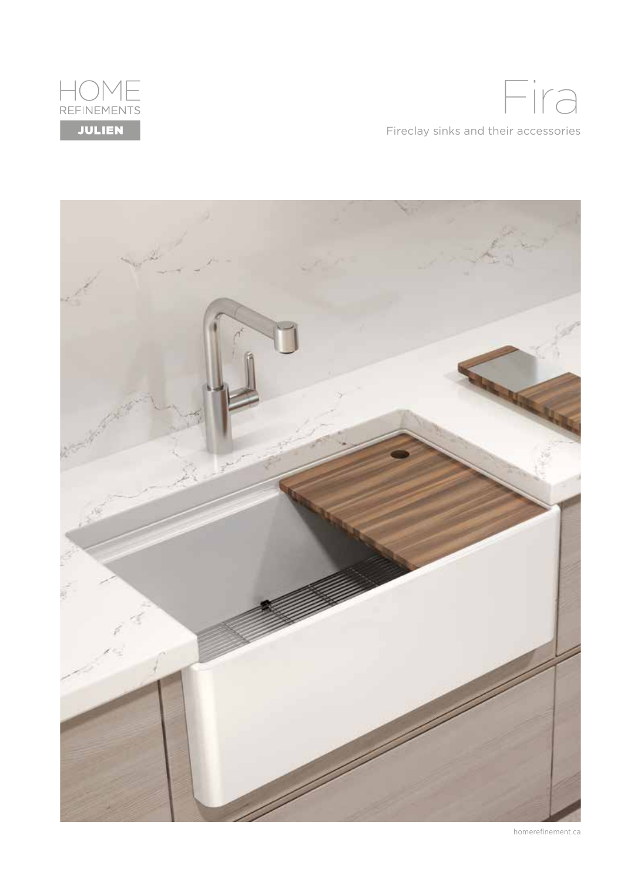HOME
REFINEMENTS
JULIEN

# Fira

Fireclay sinks and their accessories

homerefinement.ca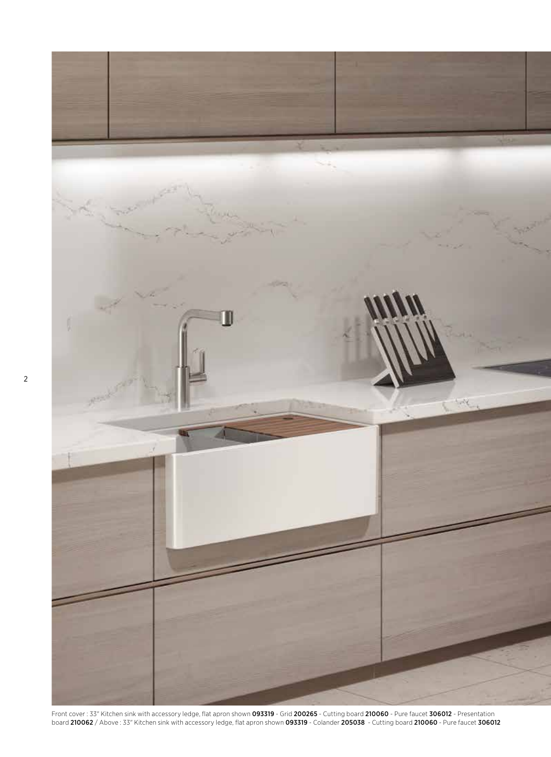Front cover : 33" Kitchen sink with accessory ledge, flat apron shown **093319** - Grid **200265** - Cutting board **210060** - Pure faucet **306012** - Presentation board **210062** / Above : 33" Kitchen sink with accessory ledge, flat apron shown **093319** - Colander **205038** - Cutting board **210060** - Pure faucet **306012**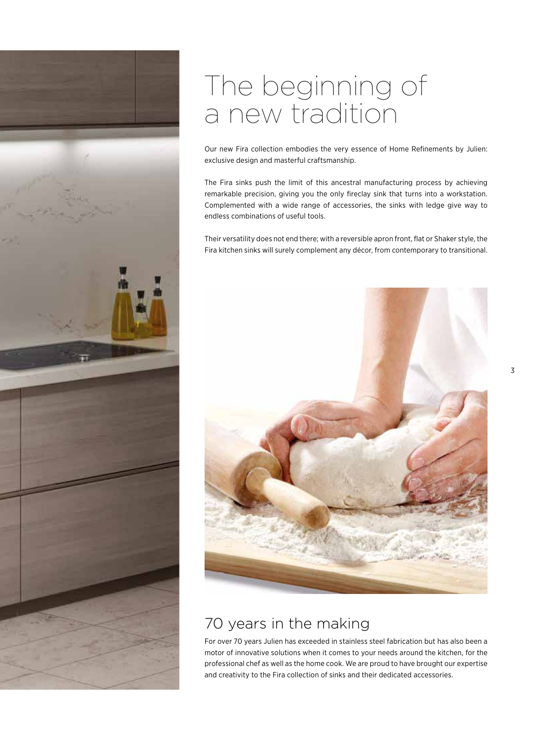# The beginning of a new tradition

Our new Fira collection embodies the very essence of Home Refinements by Julien: exclusive design and masterful craftsmanship.

The Fira sinks push the limit of this ancestral manufacturing process by achieving remarkable precision, giving you the only fireclay sink that turns into a workstation. Complemented with a wide range of accessories, the sinks with ledge give way to endless combinations of useful tools.

Their versatility does not end there; with a reversible apron front, flat or Shaker style, the Fira kitchen sinks will surely complement any décor, from contemporary to transitional.

## 70 years in the making

For over 70 years Julien has exceeded in stainless steel fabrication but has also been a motor of innovative solutions when it comes to your needs around the kitchen, for the professional chef as well as the home cook. We are proud to have brought our expertise and creativity to the Fira collection of sinks and their dedicated accessories.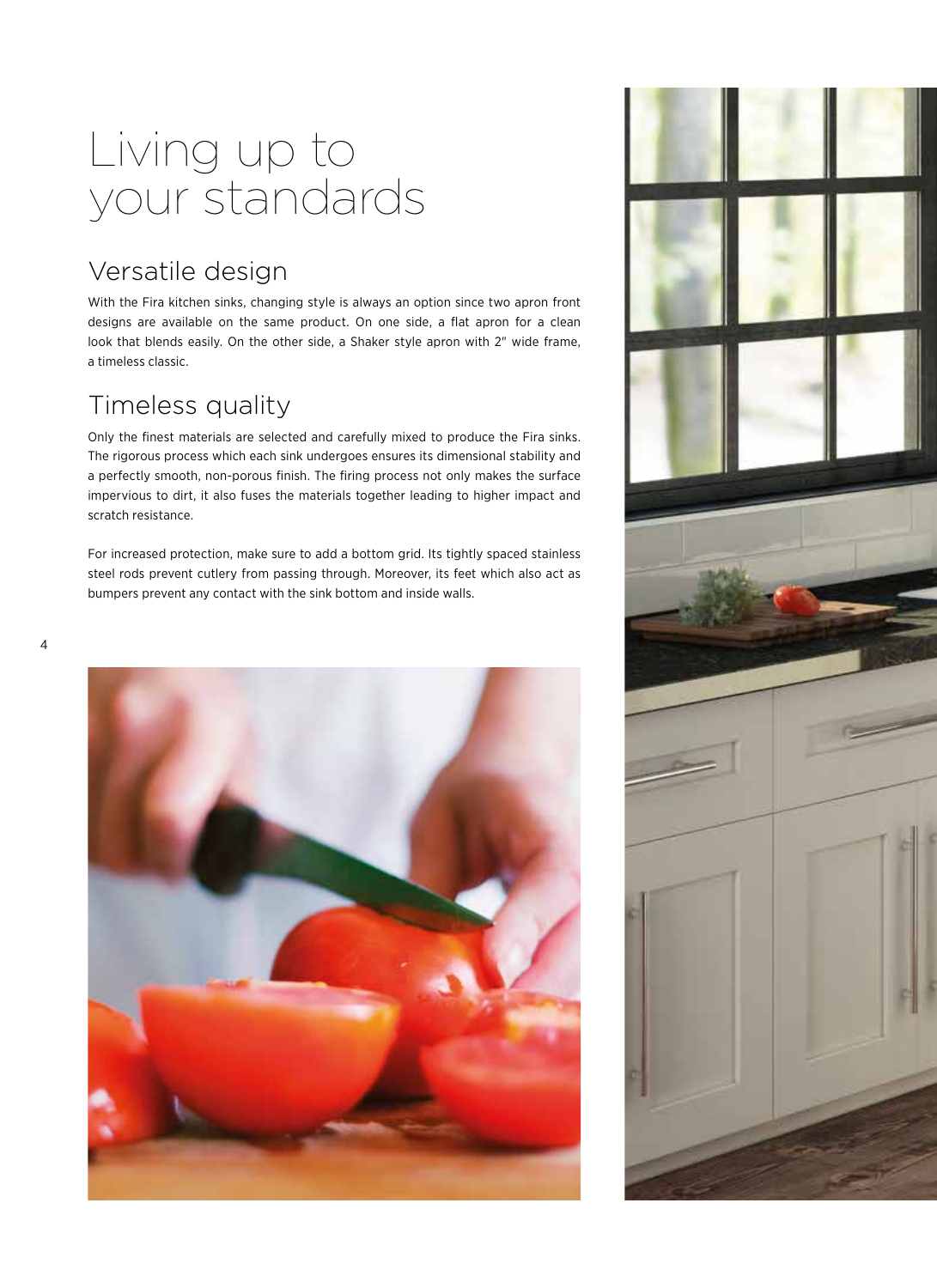# Living up to your standards

## Versatile design

With the Fira kitchen sinks, changing style is always an option since two apron front designs are available on the same product. On one side, a flat apron for a clean look that blends easily. On the other side, a Shaker style apron with 2" wide frame, a timeless classic.

## Timeless quality

Only the finest materials are selected and carefully mixed to produce the Fira sinks. The rigorous process which each sink undergoes ensures its dimensional stability and a perfectly smooth, non-porous finish. The firing process not only makes the surface impervious to dirt, it also fuses the materials together leading to higher impact and scratch resistance.

For increased protection, make sure to add a bottom grid. Its tightly spaced stainless steel rods prevent cutlery from passing through. Moreover, its feet which also act as bumpers prevent any contact with the sink bottom and inside walls.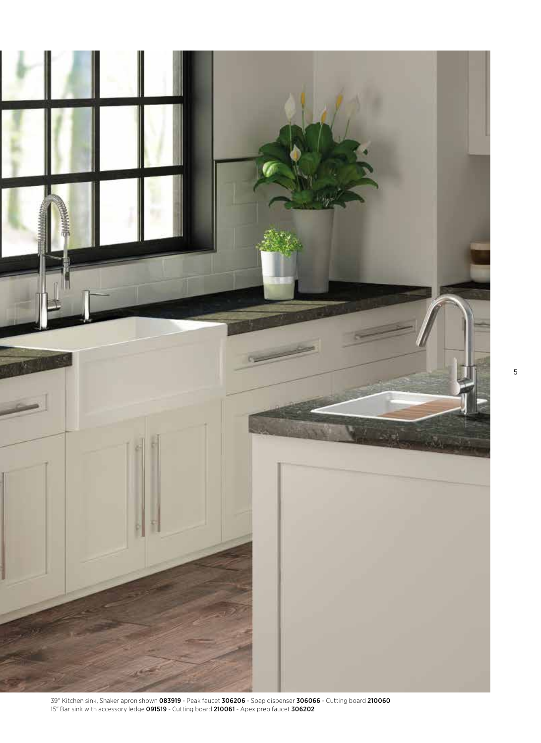39" Kitchen sink, Shaker apron shown **083919** - Peak faucet **306206** - Soap dispenser **306066** - Cutting board **210060**
15" Bar sink with accessory ledge **091519** - Cutting board **210061** - Apex prep faucet **306202**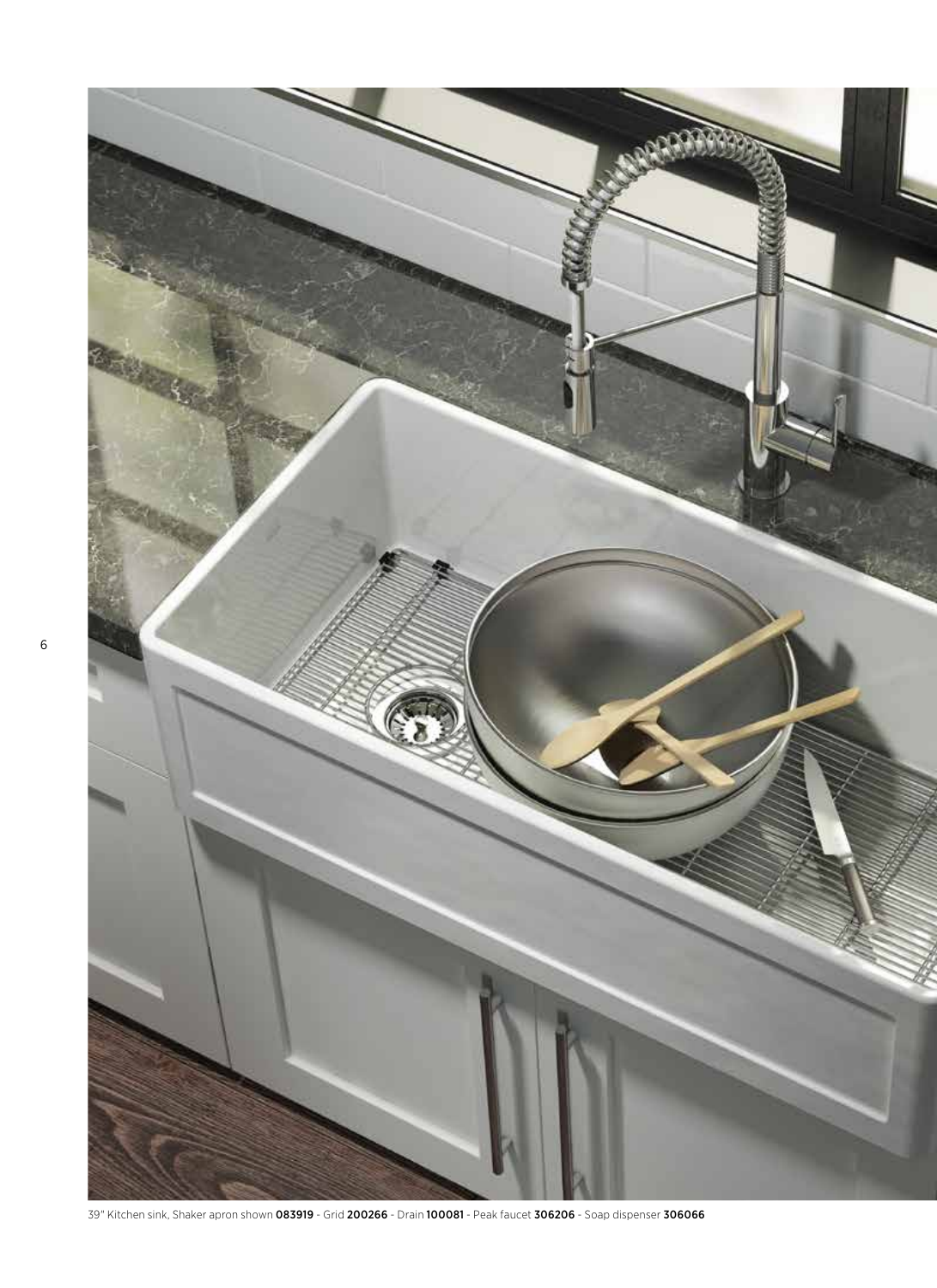39" Kitchen sink, Shaker apron shown **083919** - Grid **200266** - Drain **100081** - Peak faucet **306206** - Soap dispenser **306066**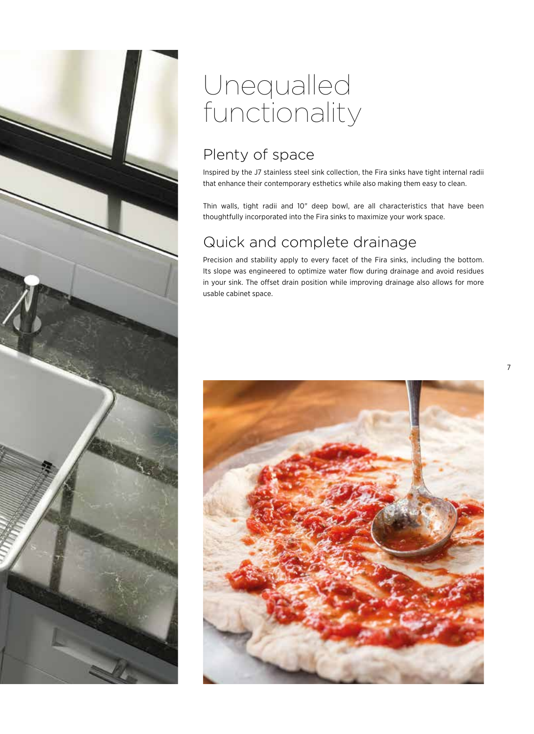# Unequalled functionality

## Plenty of space

Inspired by the J7 stainless steel sink collection, the Fira sinks have tight internal radii that enhance their contemporary esthetics while also making them easy to clean.

Thin walls, tight radii and 10" deep bowl, are all characteristics that have been thoughtfully incorporated into the Fira sinks to maximize your work space.

## Quick and complete drainage

Precision and stability apply to every facet of the Fira sinks, including the bottom. Its slope was engineered to optimize water flow during drainage and avoid residues in your sink. The offset drain position while improving drainage also allows for more usable cabinet space.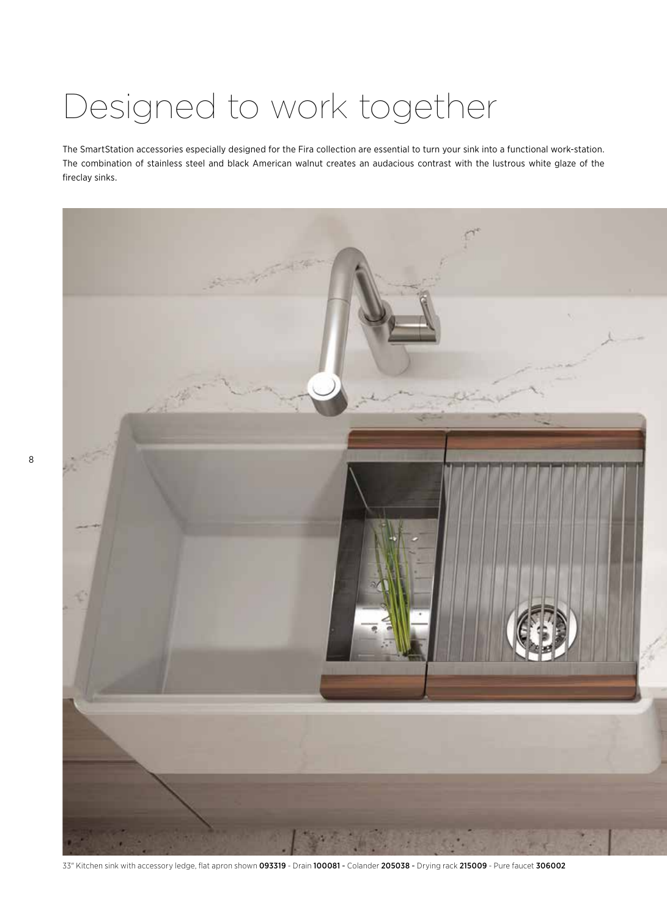# Designed to work together

The SmartStation accessories especially designed for the Fira collection are essential to turn your sink into a functional work-station. The combination of stainless steel and black American walnut creates an audacious contrast with the lustrous white glaze of the fireclay sinks.

33" Kitchen sink with accessory ledge, flat apron shown **093319** - Drain **100081** - Colander **205038** - Drying rack **215009** - Pure faucet **306002**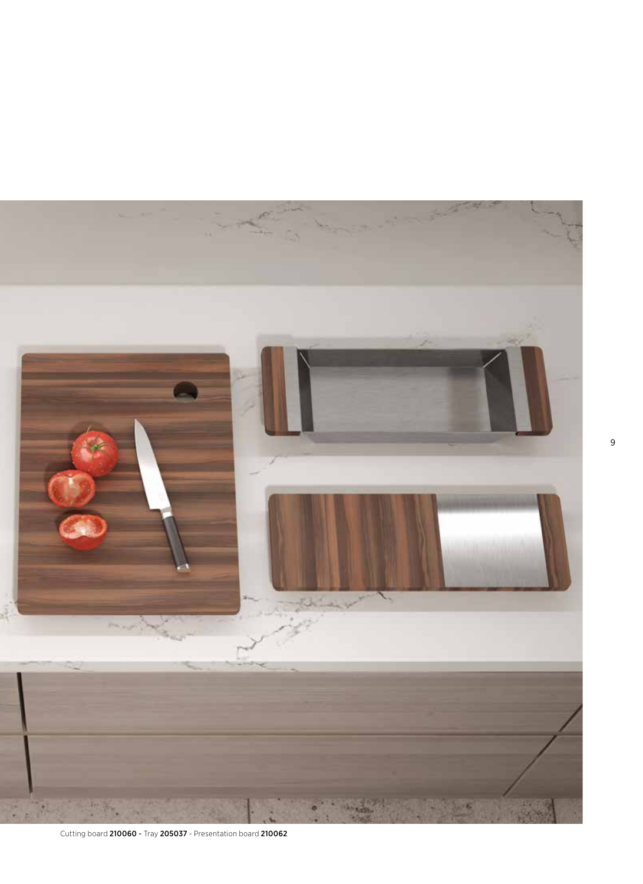Cutting board **210060** - Tray **205037** - Presentation board **210062**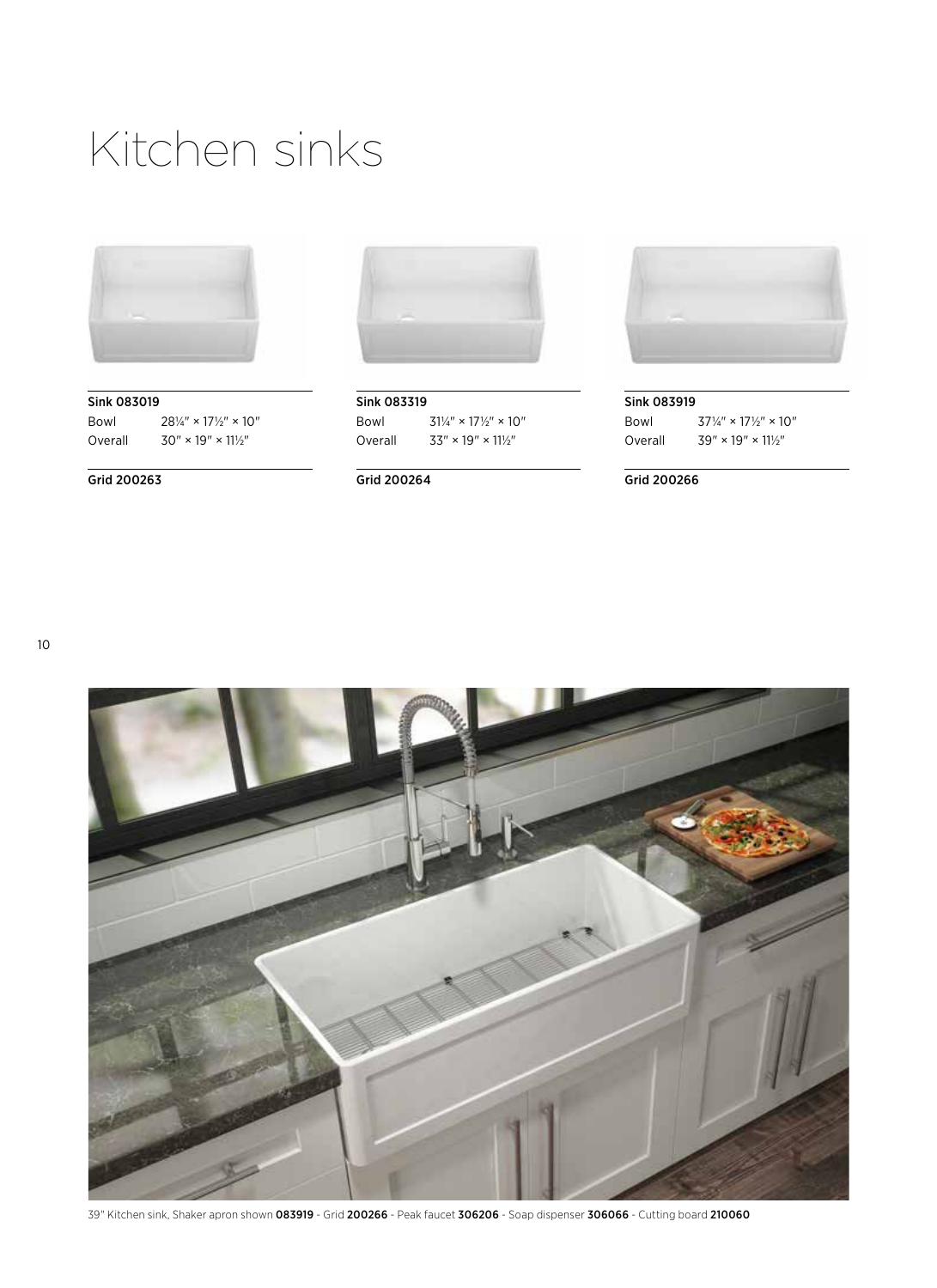# Kitchen sinks

**Sink 083019**

| | |
|---|---|
| Bowl | 28¼″ × 17½″ × 10″ |
| Overall | 30″ × 19″ × 11½″ |

**Grid 200263**

**Sink 083319**

| | |
|---|---|
| Bowl | 31¼″ × 17½″ × 10″ |
| Overall | 33″ × 19″ × 11½″ |

**Grid 200264**

**Sink 083919**

| | |
|---|---|
| Bowl | 37¼″ × 17½″ × 10″ |
| Overall | 39″ × 19″ × 11½″ |

**Grid 200266**

39" Kitchen sink, Shaker apron shown **083919** - Grid **200266** - Peak faucet **306206** - Soap dispenser **306066** - Cutting board **210060**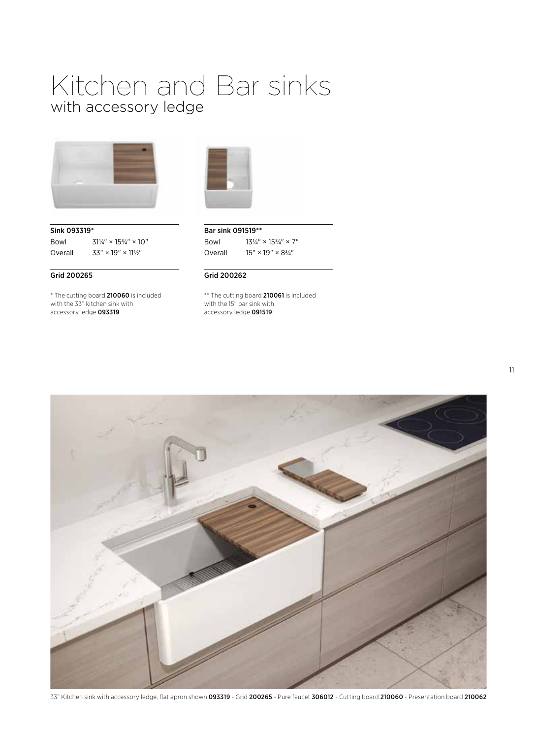# Kitchen and Bar sinks
## with accessory ledge

**Sink 093319***

| | |
|---|---|
| Bowl | 31¼" × 15¾" × 10" |
| Overall | 33" × 19" × 11½" |

**Grid 200265**

* The cutting board **210060** is included with the 33" kitchen sink with accessory ledge **093319**.

**Bar sink 091519****

| | |
|---|---|
| Bowl | 13¼" × 15¾" × 7" |
| Overall | 15" × 19" × 8¾" |

**Grid 200262**

** The cutting board **210061** is included with the 15" bar sink with accessory ledge **091519**.

33" Kitchen sink with accessory ledge, flat apron shown **093319** - Grid **200265** - Pure faucet **306012** - Cutting board **210060** - Presentation board **210062**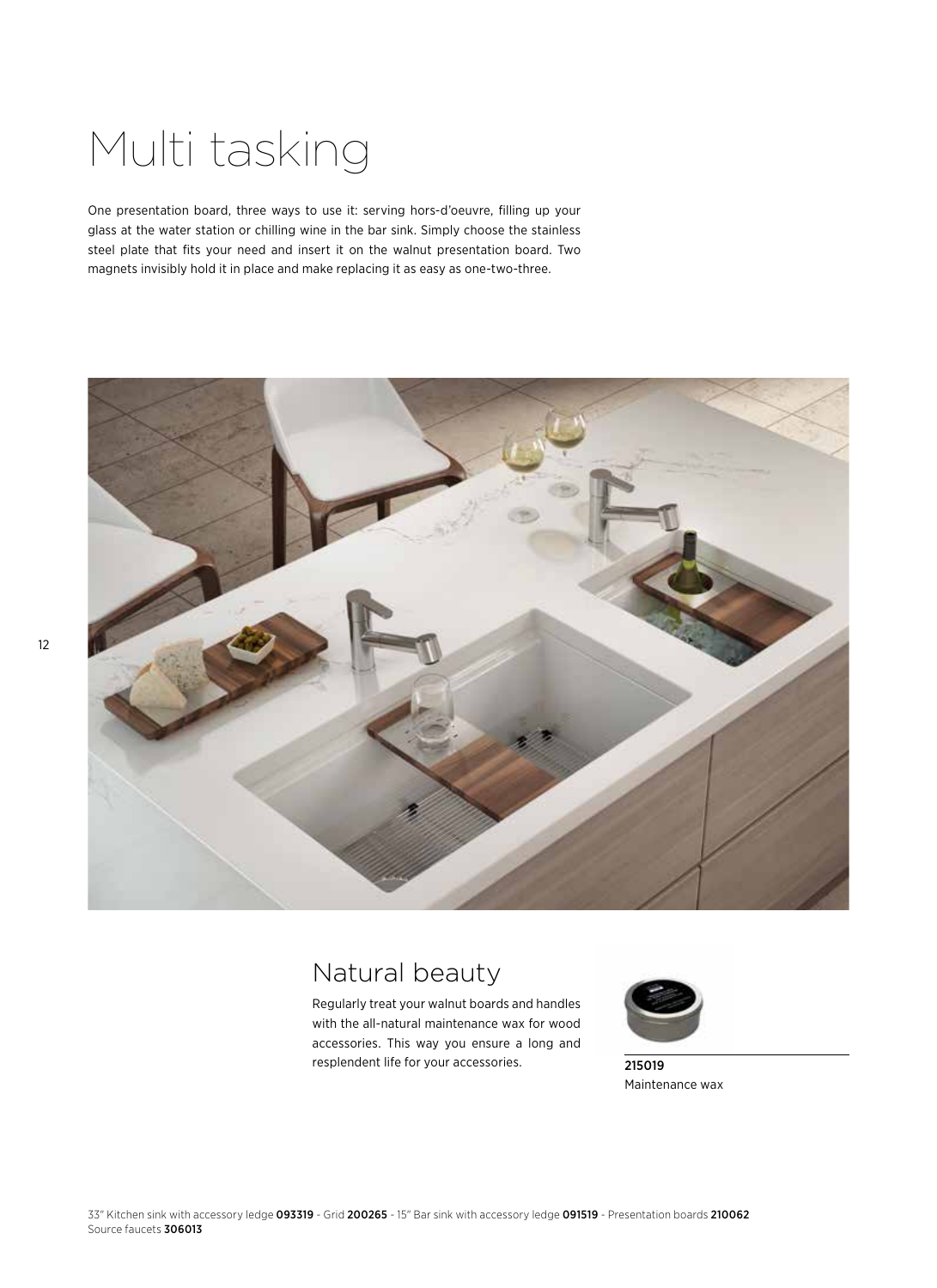# Multi tasking

One presentation board, three ways to use it: serving hors-d'oeuvre, filling up your glass at the water station or chilling wine in the bar sink. Simply choose the stainless steel plate that fits your need and insert it on the walnut presentation board. Two magnets invisibly hold it in place and make replacing it as easy as one-two-three.

## Natural beauty

Regularly treat your walnut boards and handles with the all-natural maintenance wax for wood accessories. This way you ensure a long and resplendent life for your accessories.

**215019**
Maintenance wax

33" Kitchen sink with accessory ledge **093319** - Grid **200265** - 15" Bar sink with accessory ledge **091519** - Presentation boards **210062**
Source faucets **306013**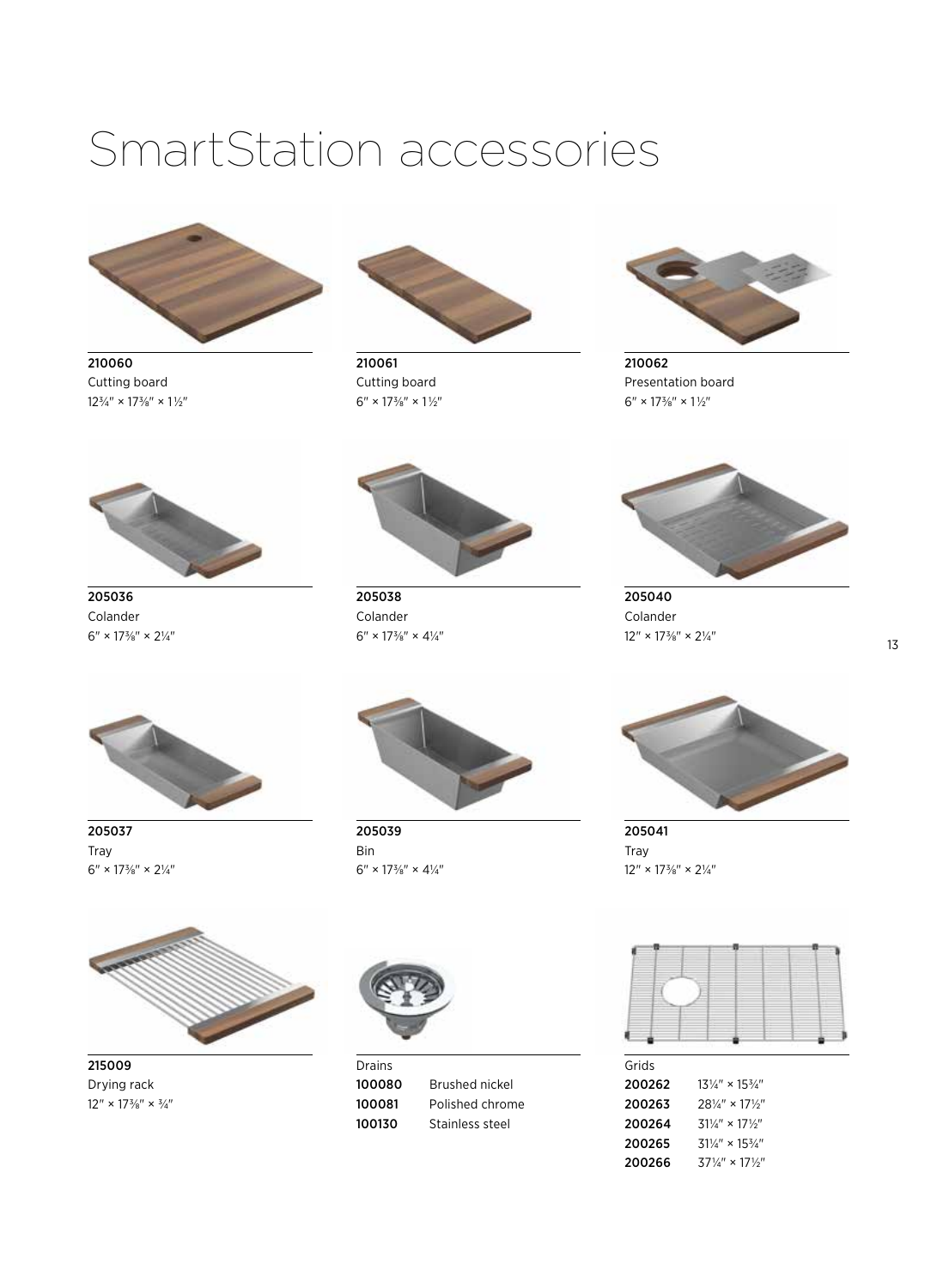# SmartStation accessories

**210060**
Cutting board
12¾″ × 17⅜″ × 1½″

**210061**
Cutting board
6″ × 17⅜″ × 1½″

**210062**
Presentation board
6″ × 17⅜″ × 1½″

**205036**
Colander
6″ × 17⅜″ × 2¼″

**205038**
Colander
6″ × 17⅜″ × 4¼″

**205040**
Colander
12″ × 17⅜″ × 2¼″

**205037**
Tray
6″ × 17⅜″ × 2¼″

**205039**
Bin
6″ × 17⅜″ × 4¼″

**205041**
Tray
12″ × 17⅜″ × 2¼″

**215009**
Drying rack
12″ × 17⅜″ × ¾″

Drains

| | |
|---|---|
| **100080** | Brushed nickel |
| **100081** | Polished chrome |
| **100130** | Stainless steel |

Grids

| | |
|---|---|
| **200262** | 13¼″ × 15¾″ |
| **200263** | 28¼″ × 17½″ |
| **200264** | 31¼″ × 17½″ |
| **200265** | 31¼″ × 15¾″ |
| **200266** | 37¼″ × 17½″ |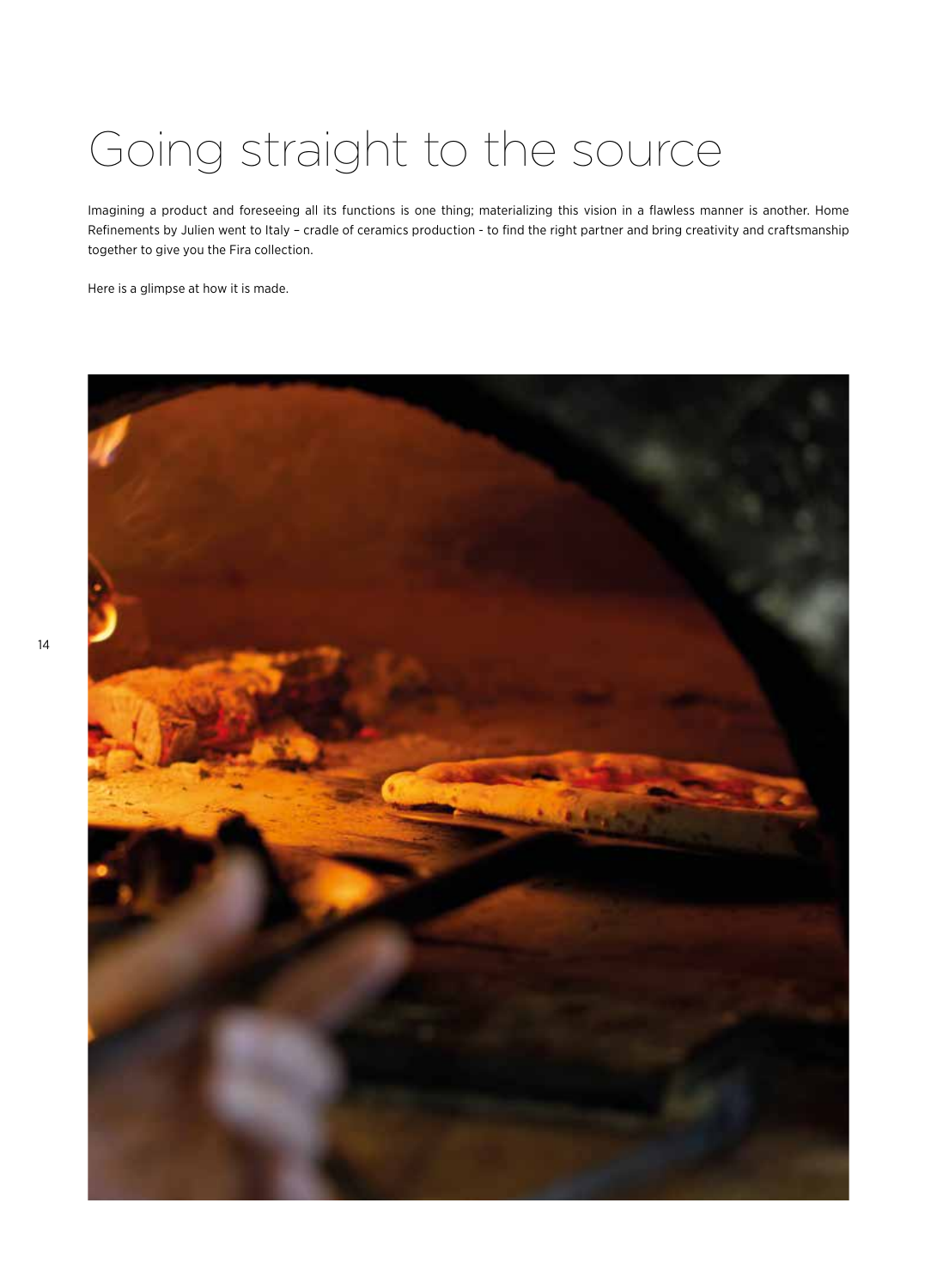# Going straight to the source

Imagining a product and foreseeing all its functions is one thing; materializing this vision in a flawless manner is another. Home Refinements by Julien went to Italy – cradle of ceramics production - to find the right partner and bring creativity and craftsmanship together to give you the Fira collection.

Here is a glimpse at how it is made.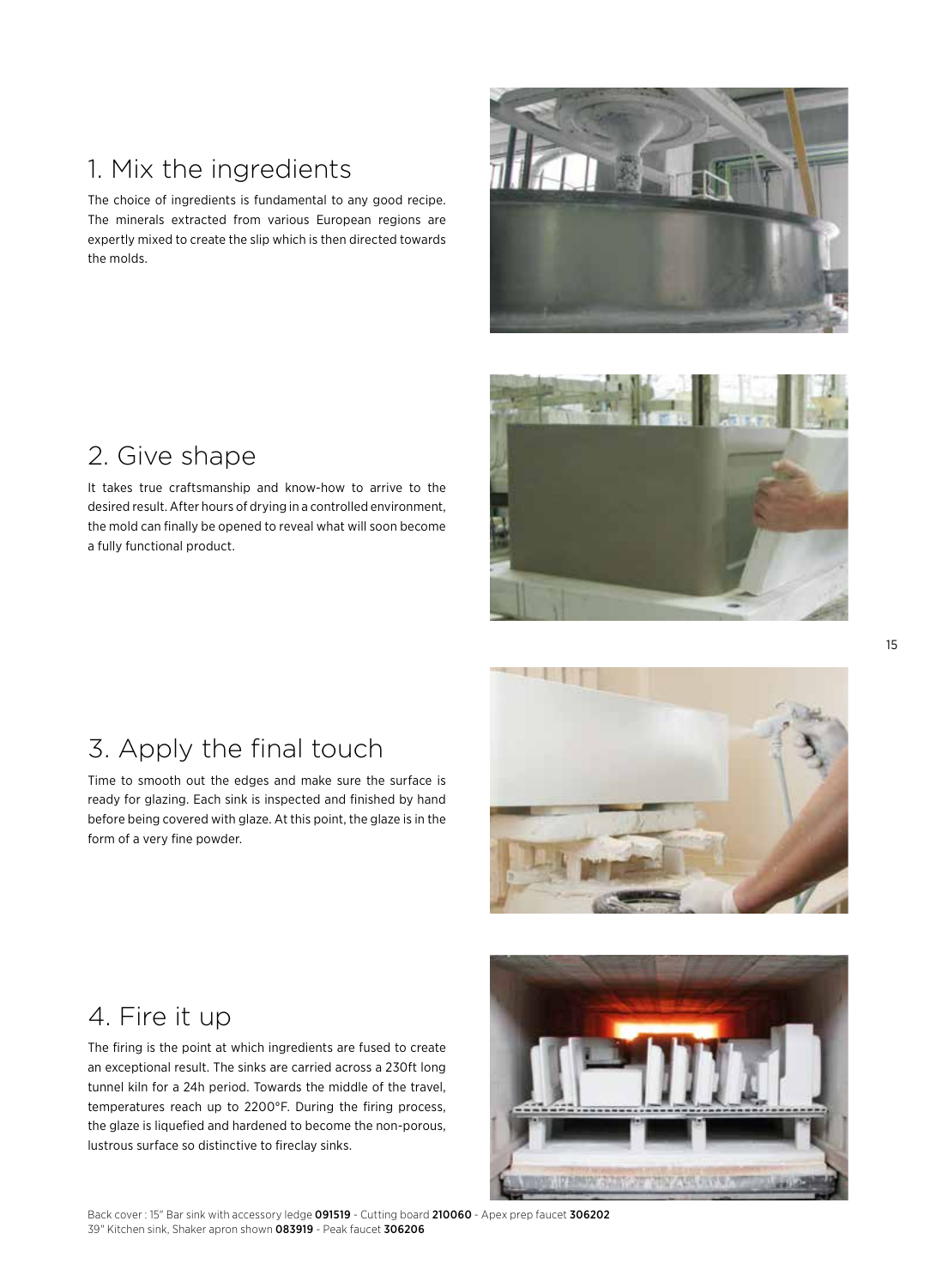## 1. Mix the ingredients

The choice of ingredients is fundamental to any good recipe. The minerals extracted from various European regions are expertly mixed to create the slip which is then directed towards the molds.

## 2. Give shape

It takes true craftsmanship and know-how to arrive to the desired result. After hours of drying in a controlled environment, the mold can finally be opened to reveal what will soon become a fully functional product.

## 3. Apply the final touch

Time to smooth out the edges and make sure the surface is ready for glazing. Each sink is inspected and finished by hand before being covered with glaze. At this point, the glaze is in the form of a very fine powder.

## 4. Fire it up

The firing is the point at which ingredients are fused to create an exceptional result. The sinks are carried across a 230ft long tunnel kiln for a 24h period. Towards the middle of the travel, temperatures reach up to 2200°F. During the firing process, the glaze is liquefied and hardened to become the non-porous, lustrous surface so distinctive to fireclay sinks.

Back cover : 15" Bar sink with accessory ledge **091519** - Cutting board **210060** - Apex prep faucet **306202**
39" Kitchen sink, Shaker apron shown **083919** - Peak faucet **306206**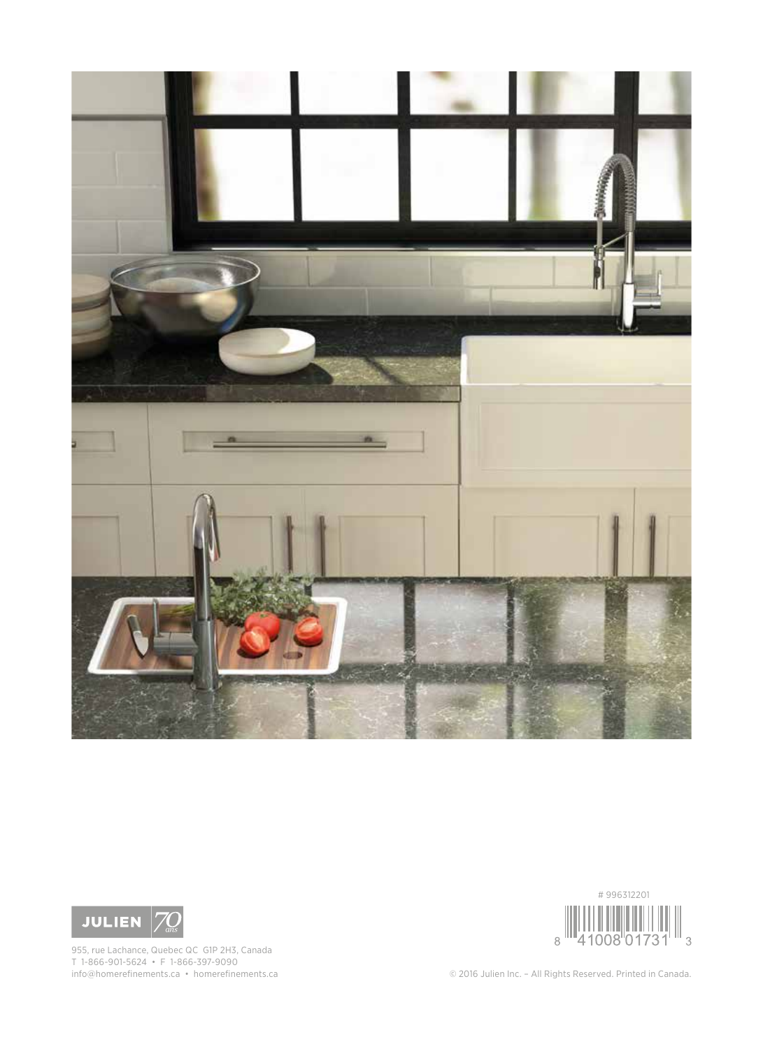JULIEN 70 ans

955, rue Lachance, Quebec QC G1P 2H3, Canada
T 1-866-901-5624 • F 1-866-397-9090
info@homerefinements.ca • homerefinements.ca

# 996312201

8 41008 01731 3

© 2016 Julien Inc. – All Rights Reserved. Printed in Canada.